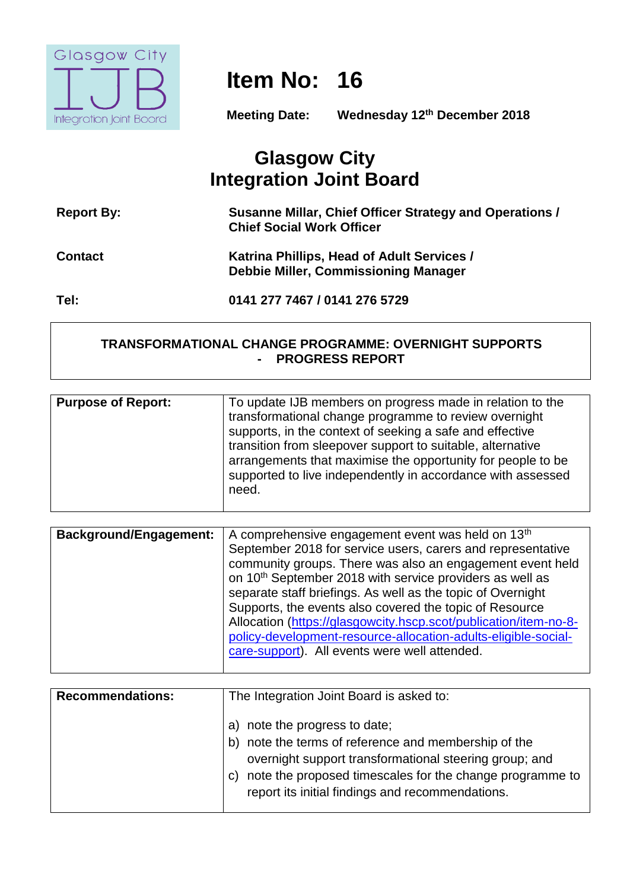# Item No: 16

**Meeting Date:** **Wednesday 12th December 2018**

## Glasgow City Integration Joint Board

| | |
|---|---|
| **Report By:** | **Susanne Millar, Chief Officer Strategy and Operations / Chief Social Work Officer** |
| **Contact** | **Katrina Phillips, Head of Adult Services / Debbie Miller, Commissioning Manager** |
| **Tel:** | **0141 277 7467 / 0141 276 5729** |

**TRANSFORMATIONAL CHANGE PROGRAMME: OVERNIGHT SUPPORTS - PROGRESS REPORT**

| | |
|---|---|
| **Purpose of Report:** | To update IJB members on progress made in relation to the transformational change programme to review overnight supports, in the context of seeking a safe and effective transition from sleepover support to suitable, alternative arrangements that maximise the opportunity for people to be supported to live independently in accordance with assessed need. |

| | |
|---|---|
| **Background/Engagement:** | A comprehensive engagement event was held on 13th September 2018 for service users, carers and representative community groups. There was also an engagement event held on 10th September 2018 with service providers as well as separate staff briefings. As well as the topic of Overnight Supports, the events also covered the topic of Resource Allocation (https://glasgowcity.hscp.scot/publication/item-no-8-policy-development-resource-allocation-adults-eligible-social-care-support). All events were well attended. |

| | |
|---|---|
| **Recommendations:** | The Integration Joint Board is asked to:<br><br>a) note the progress to date;<br>b) note the terms of reference and membership of the overnight support transformational steering group; and<br>c) note the proposed timescales for the change programme to report its initial findings and recommendations. |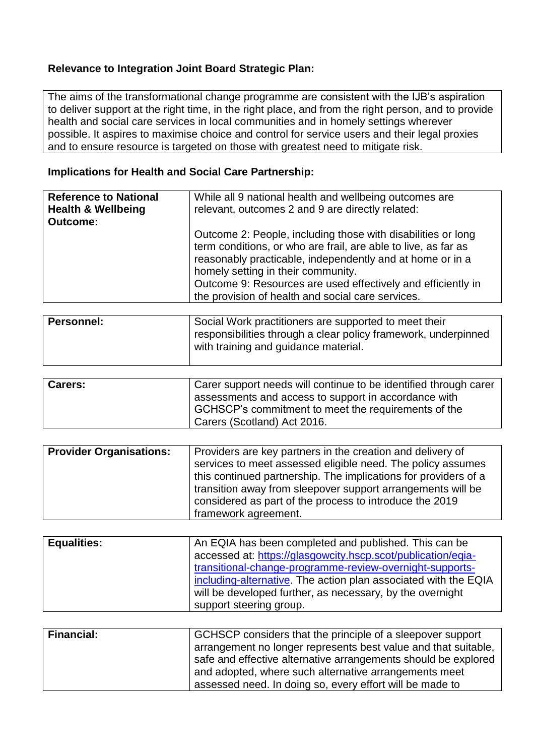**Relevance to Integration Joint Board Strategic Plan:**

| The aims of the transformational change programme are consistent with the IJB's aspiration to deliver support at the right time, in the right place, and from the right person, and to provide health and social care services in local communities and in homely settings wherever possible. It aspires to maximise choice and control for service users and their legal proxies and to ensure resource is targeted on those with greatest need to mitigate risk. |
|---|

**Implications for Health and Social Care Partnership:**

| | |
|---|---|
| **Reference to National Health & Wellbeing Outcome:** | While all 9 national health and wellbeing outcomes are relevant, outcomes 2 and 9 are directly related:<br><br>Outcome 2: People, including those with disabilities or long term conditions, or who are frail, are able to live, as far as reasonably practicable, independently and at home or in a homely setting in their community.<br>Outcome 9: Resources are used effectively and efficiently in the provision of health and social care services. |
| **Personnel:** | Social Work practitioners are supported to meet their responsibilities through a clear policy framework, underpinned with training and guidance material. |
| **Carers:** | Carer support needs will continue to be identified through carer assessments and access to support in accordance with GCHSCP's commitment to meet the requirements of the Carers (Scotland) Act 2016. |
| **Provider Organisations:** | Providers are key partners in the creation and delivery of services to meet assessed eligible need. The policy assumes this continued partnership. The implications for providers of a transition away from sleepover support arrangements will be considered as part of the process to introduce the 2019 framework agreement. |
| **Equalities:** | An EQIA has been completed and published. This can be accessed at: [https://glasgowcity.hscp.scot/publication/eqia-transitional-change-programme-review-overnight-supports-including-alternative](https://glasgowcity.hscp.scot/publication/eqia-transitional-change-programme-review-overnight-supports-including-alternative). The action plan associated with the EQIA will be developed further, as necessary, by the overnight support steering group. |
| **Financial:** | GCHSCP considers that the principle of a sleepover support arrangement no longer represents best value and that suitable, safe and effective alternative arrangements should be explored and adopted, where such alternative arrangements meet assessed need. In doing so, every effort will be made to |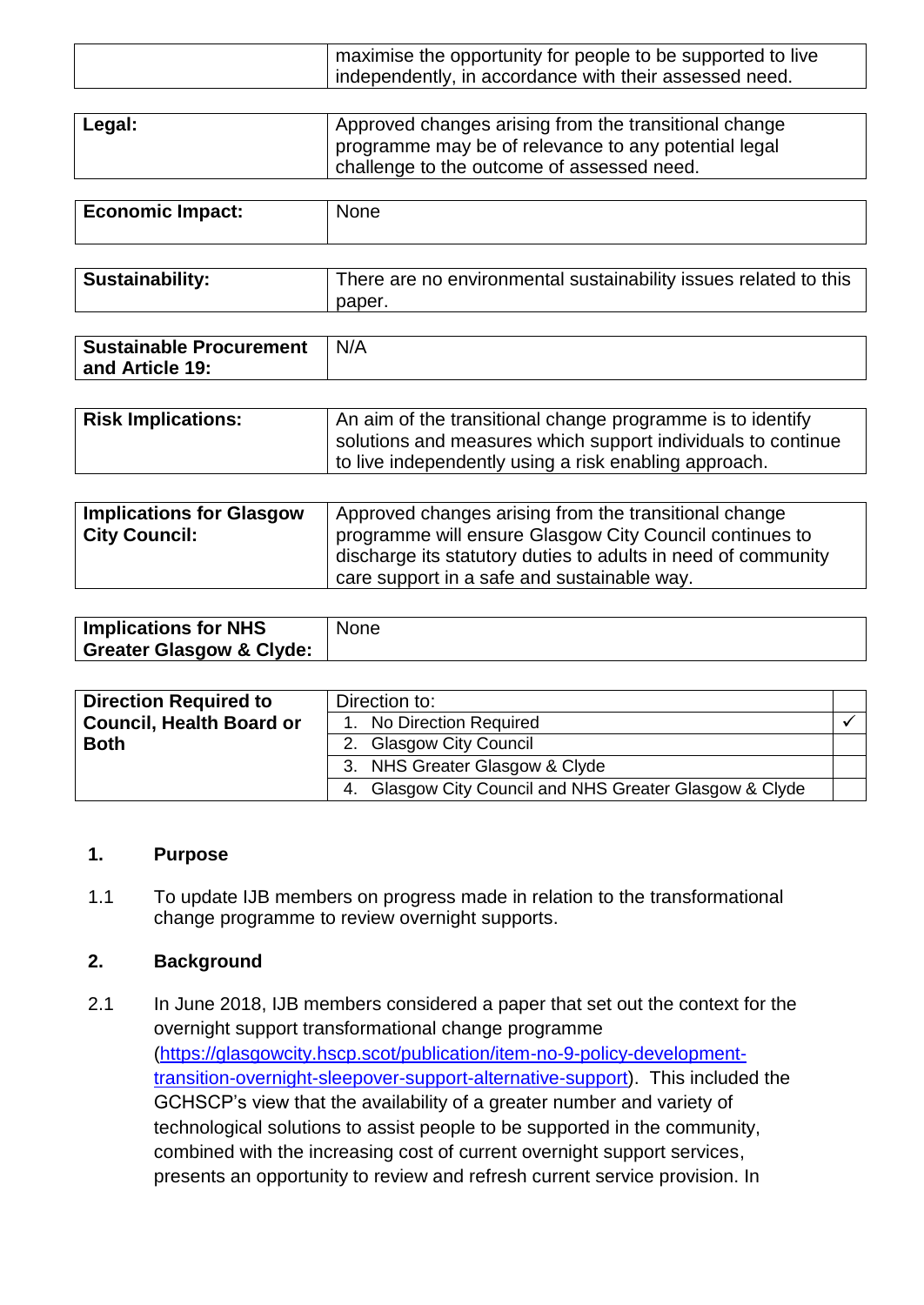| | |
|---|---|
| | maximise the opportunity for people to be supported to live independently, in accordance with their assessed need. |

| | |
|---|---|
| **Legal:** | Approved changes arising from the transitional change programme may be of relevance to any potential legal challenge to the outcome of assessed need. |

| | |
|---|---|
| **Economic Impact:** | None |

| | |
|---|---|
| **Sustainability:** | There are no environmental sustainability issues related to this paper. |

| | |
|---|---|
| **Sustainable Procurement and Article 19:** | N/A |

| | |
|---|---|
| **Risk Implications:** | An aim of the transitional change programme is to identify solutions and measures which support individuals to continue to live independently using a risk enabling approach. |

| | |
|---|---|
| **Implications for Glasgow City Council:** | Approved changes arising from the transitional change programme will ensure Glasgow City Council continues to discharge its statutory duties to adults in need of community care support in a safe and sustainable way. |

| | |
|---|---|
| **Implications for NHS Greater Glasgow & Clyde:** | None |

| | | |
|---|---|---|
| **Direction Required to Council, Health Board or Both** | Direction to: | |
| | 1. No Direction Required | ✓ |
| | 2. Glasgow City Council | |
| | 3. NHS Greater Glasgow & Clyde | |
| | 4. Glasgow City Council and NHS Greater Glasgow & Clyde | |

## 1. Purpose

1.1 To update IJB members on progress made in relation to the transformational change programme to review overnight supports.

## 2. Background

2.1 In June 2018, IJB members considered a paper that set out the context for the overnight support transformational change programme (https://glasgowcity.hscp.scot/publication/item-no-9-policy-development-transition-overnight-sleepover-support-alternative-support). This included the GCHSCP's view that the availability of a greater number and variety of technological solutions to assist people to be supported in the community, combined with the increasing cost of current overnight support services, presents an opportunity to review and refresh current service provision. In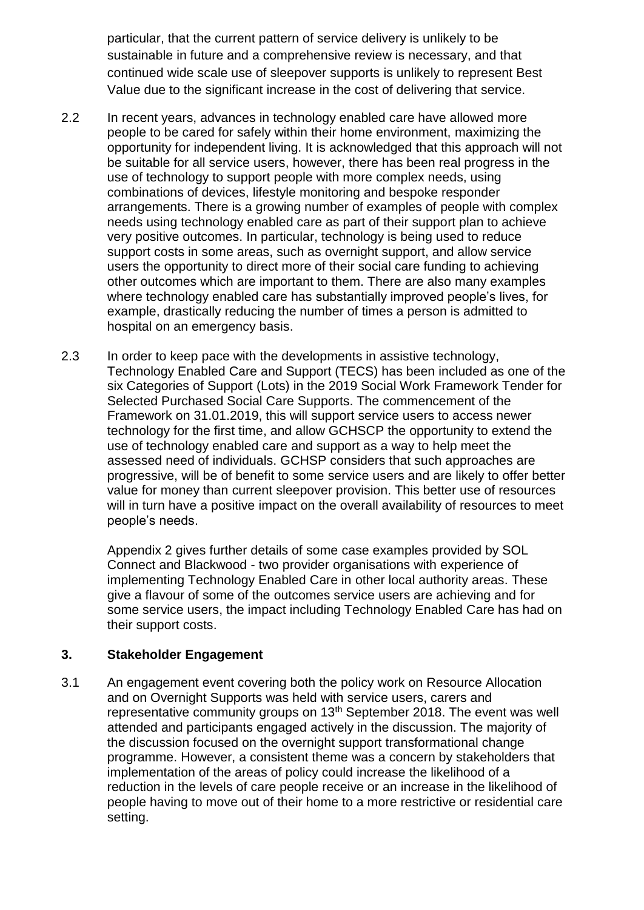particular, that the current pattern of service delivery is unlikely to be sustainable in future and a comprehensive review is necessary, and that continued wide scale use of sleepover supports is unlikely to represent Best Value due to the significant increase in the cost of delivering that service.

2.2 In recent years, advances in technology enabled care have allowed more people to be cared for safely within their home environment, maximizing the opportunity for independent living. It is acknowledged that this approach will not be suitable for all service users, however, there has been real progress in the use of technology to support people with more complex needs, using combinations of devices, lifestyle monitoring and bespoke responder arrangements. There is a growing number of examples of people with complex needs using technology enabled care as part of their support plan to achieve very positive outcomes. In particular, technology is being used to reduce support costs in some areas, such as overnight support, and allow service users the opportunity to direct more of their social care funding to achieving other outcomes which are important to them. There are also many examples where technology enabled care has substantially improved people's lives, for example, drastically reducing the number of times a person is admitted to hospital on an emergency basis.

2.3 In order to keep pace with the developments in assistive technology, Technology Enabled Care and Support (TECS) has been included as one of the six Categories of Support (Lots) in the 2019 Social Work Framework Tender for Selected Purchased Social Care Supports. The commencement of the Framework on 31.01.2019, this will support service users to access newer technology for the first time, and allow GCHSCP the opportunity to extend the use of technology enabled care and support as a way to help meet the assessed need of individuals. GCHSP considers that such approaches are progressive, will be of benefit to some service users and are likely to offer better value for money than current sleepover provision. This better use of resources will in turn have a positive impact on the overall availability of resources to meet people's needs.

Appendix 2 gives further details of some case examples provided by SOL Connect and Blackwood - two provider organisations with experience of implementing Technology Enabled Care in other local authority areas. These give a flavour of some of the outcomes service users are achieving and for some service users, the impact including Technology Enabled Care has had on their support costs.

## 3. Stakeholder Engagement

3.1 An engagement event covering both the policy work on Resource Allocation and on Overnight Supports was held with service users, carers and representative community groups on 13th September 2018. The event was well attended and participants engaged actively in the discussion. The majority of the discussion focused on the overnight support transformational change programme. However, a consistent theme was a concern by stakeholders that implementation of the areas of policy could increase the likelihood of a reduction in the levels of care people receive or an increase in the likelihood of people having to move out of their home to a more restrictive or residential care setting.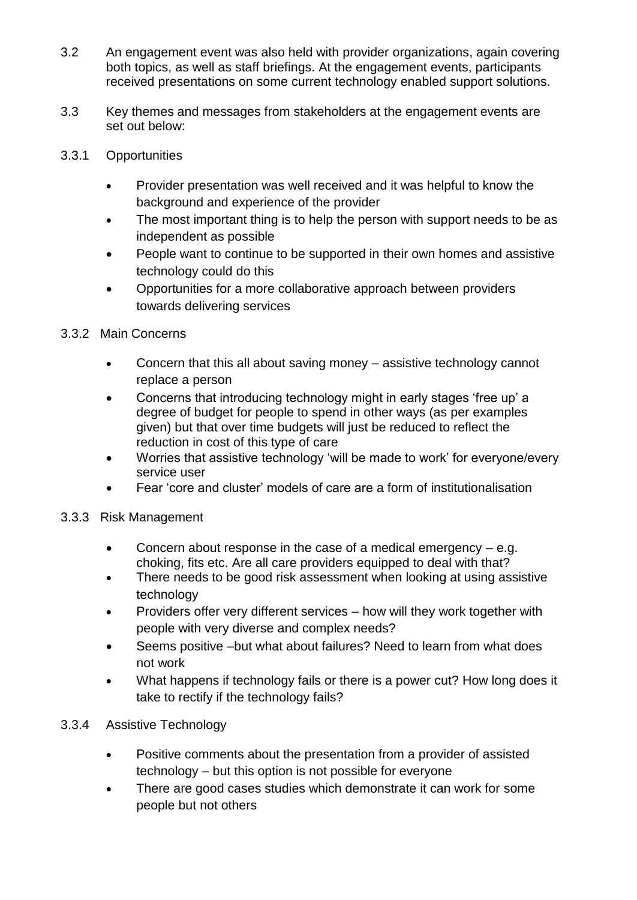3.2 An engagement event was also held with provider organizations, again covering both topics, as well as staff briefings. At the engagement events, participants received presentations on some current technology enabled support solutions.

3.3 Key themes and messages from stakeholders at the engagement events are set out below:

3.3.1 Opportunities

- Provider presentation was well received and it was helpful to know the background and experience of the provider
- The most important thing is to help the person with support needs to be as independent as possible
- People want to continue to be supported in their own homes and assistive technology could do this
- Opportunities for a more collaborative approach between providers towards delivering services

3.3.2 Main Concerns

- Concern that this all about saving money – assistive technology cannot replace a person
- Concerns that introducing technology might in early stages 'free up' a degree of budget for people to spend in other ways (as per examples given) but that over time budgets will just be reduced to reflect the reduction in cost of this type of care
- Worries that assistive technology 'will be made to work' for everyone/every service user
- Fear 'core and cluster' models of care are a form of institutionalisation

3.3.3 Risk Management

- Concern about response in the case of a medical emergency – e.g. choking, fits etc. Are all care providers equipped to deal with that?
- There needs to be good risk assessment when looking at using assistive technology
- Providers offer very different services – how will they work together with people with very diverse and complex needs?
- Seems positive –but what about failures? Need to learn from what does not work
- What happens if technology fails or there is a power cut? How long does it take to rectify if the technology fails?

3.3.4 Assistive Technology

- Positive comments about the presentation from a provider of assisted technology – but this option is not possible for everyone
- There are good cases studies which demonstrate it can work for some people but not others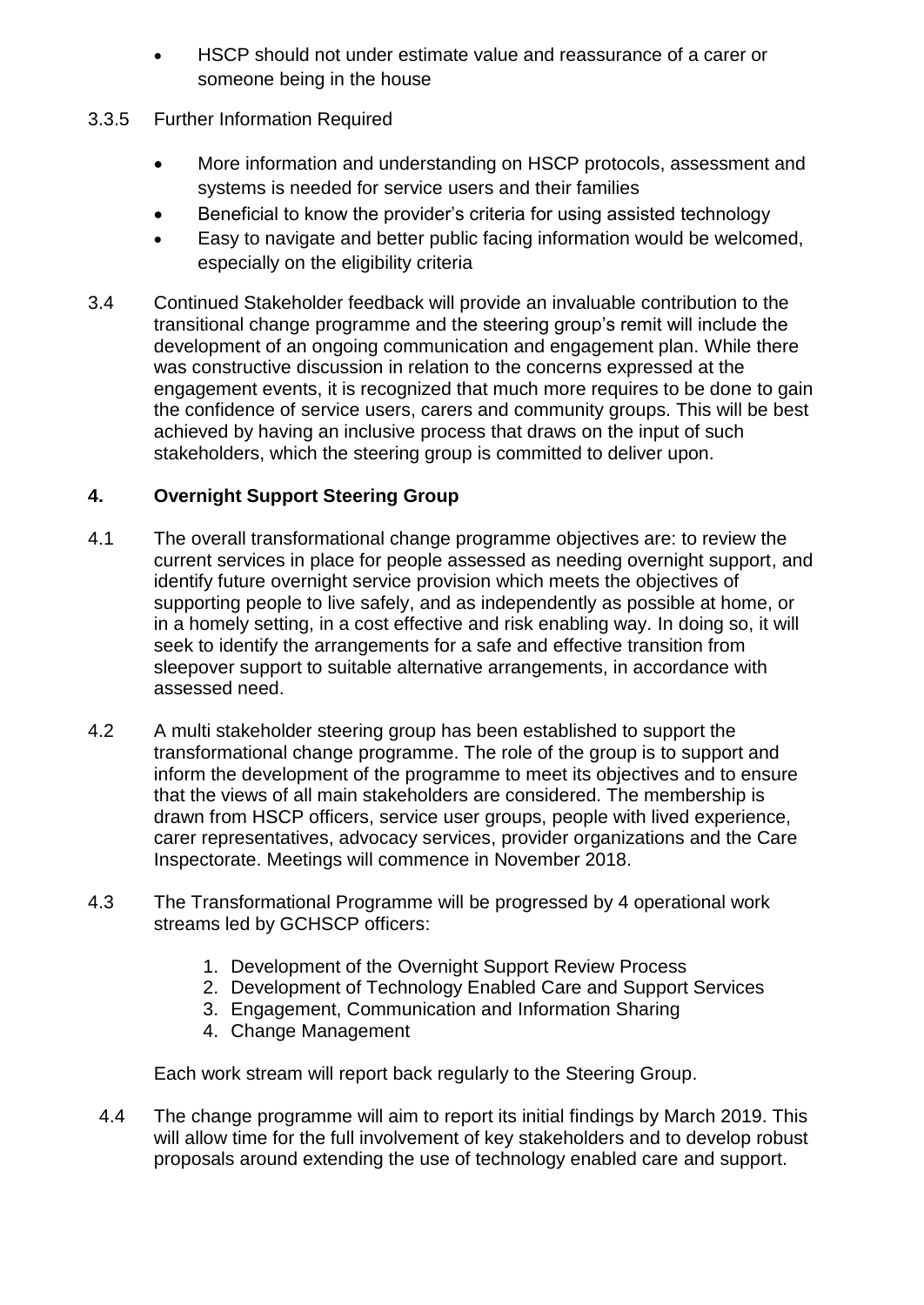- HSCP should not under estimate value and reassurance of a carer or someone being in the house

3.3.5 Further Information Required

- More information and understanding on HSCP protocols, assessment and systems is needed for service users and their families
- Beneficial to know the provider's criteria for using assisted technology
- Easy to navigate and better public facing information would be welcomed, especially on the eligibility criteria

3.4 Continued Stakeholder feedback will provide an invaluable contribution to the transitional change programme and the steering group's remit will include the development of an ongoing communication and engagement plan. While there was constructive discussion in relation to the concerns expressed at the engagement events, it is recognized that much more requires to be done to gain the confidence of service users, carers and community groups. This will be best achieved by having an inclusive process that draws on the input of such stakeholders, which the steering group is committed to deliver upon.

## 4. Overnight Support Steering Group

4.1 The overall transformational change programme objectives are: to review the current services in place for people assessed as needing overnight support, and identify future overnight service provision which meets the objectives of supporting people to live safely, and as independently as possible at home, or in a homely setting, in a cost effective and risk enabling way. In doing so, it will seek to identify the arrangements for a safe and effective transition from sleepover support to suitable alternative arrangements, in accordance with assessed need.

4.2 A multi stakeholder steering group has been established to support the transformational change programme. The role of the group is to support and inform the development of the programme to meet its objectives and to ensure that the views of all main stakeholders are considered. The membership is drawn from HSCP officers, service user groups, people with lived experience, carer representatives, advocacy services, provider organizations and the Care Inspectorate. Meetings will commence in November 2018.

4.3 The Transformational Programme will be progressed by 4 operational work streams led by GCHSCP officers:

1. Development of the Overnight Support Review Process
2. Development of Technology Enabled Care and Support Services
3. Engagement, Communication and Information Sharing
4. Change Management

Each work stream will report back regularly to the Steering Group.

4.4 The change programme will aim to report its initial findings by March 2019. This will allow time for the full involvement of key stakeholders and to develop robust proposals around extending the use of technology enabled care and support.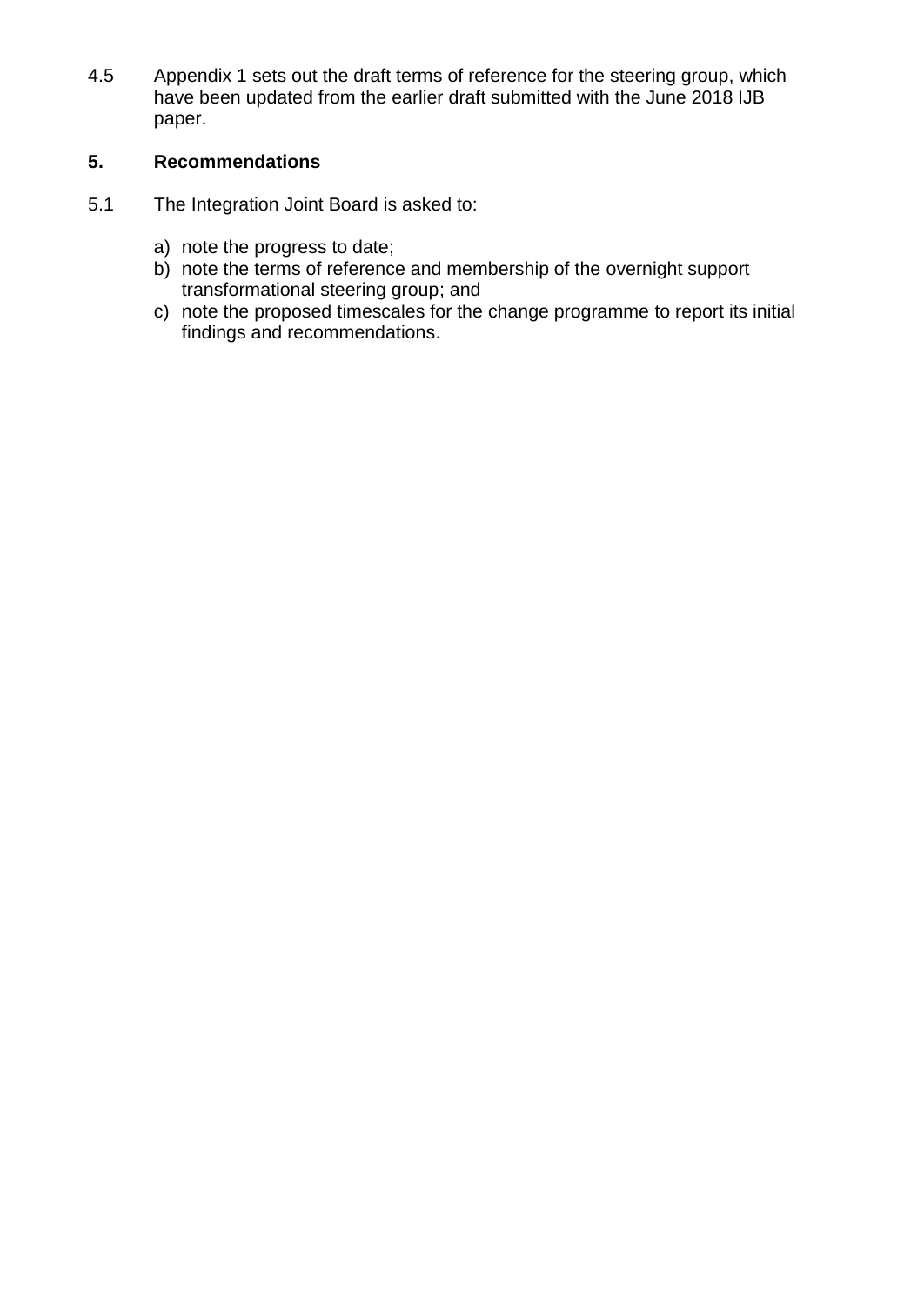4.5 Appendix 1 sets out the draft terms of reference for the steering group, which have been updated from the earlier draft submitted with the June 2018 IJB paper.

## 5. Recommendations

5.1 The Integration Joint Board is asked to:

a) note the progress to date;
b) note the terms of reference and membership of the overnight support transformational steering group; and
c) note the proposed timescales for the change programme to report its initial findings and recommendations.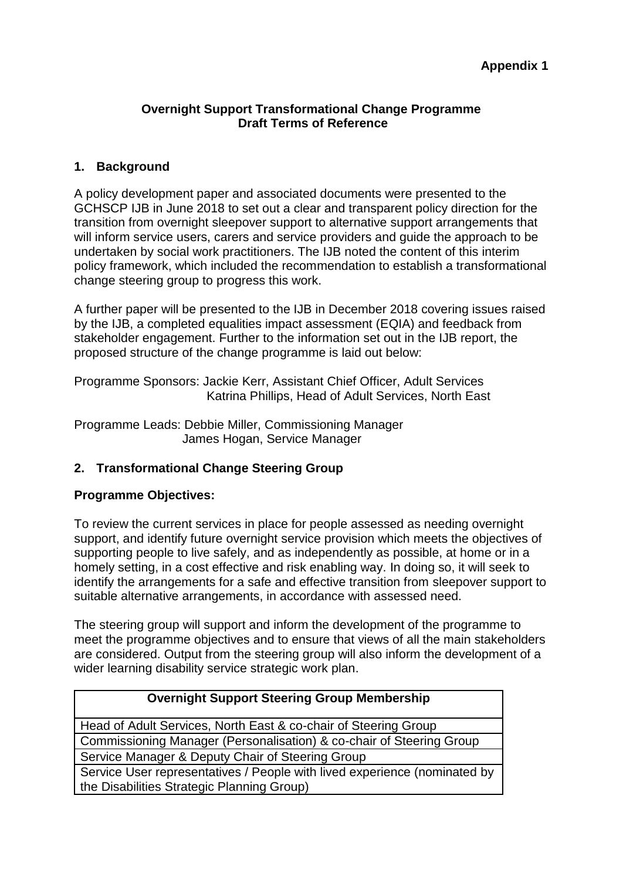**Appendix 1**

**Overnight Support Transformational Change Programme**
**Draft Terms of Reference**

## 1. Background

A policy development paper and associated documents were presented to the GCHSCP IJB in June 2018 to set out a clear and transparent policy direction for the transition from overnight sleepover support to alternative support arrangements that will inform service users, carers and service providers and guide the approach to be undertaken by social work practitioners. The IJB noted the content of this interim policy framework, which included the recommendation to establish a transformational change steering group to progress this work.

A further paper will be presented to the IJB in December 2018 covering issues raised by the IJB, a completed equalities impact assessment (EQIA) and feedback from stakeholder engagement. Further to the information set out in the IJB report, the proposed structure of the change programme is laid out below:

Programme Sponsors: Jackie Kerr, Assistant Chief Officer, Adult Services
Katrina Phillips, Head of Adult Services, North East

Programme Leads: Debbie Miller, Commissioning Manager
James Hogan, Service Manager

## 2. Transformational Change Steering Group

**Programme Objectives:**

To review the current services in place for people assessed as needing overnight support, and identify future overnight service provision which meets the objectives of supporting people to live safely, and as independently as possible, at home or in a homely setting, in a cost effective and risk enabling way. In doing so, it will seek to identify the arrangements for a safe and effective transition from sleepover support to suitable alternative arrangements, in accordance with assessed need.

The steering group will support and inform the development of the programme to meet the programme objectives and to ensure that views of all the main stakeholders are considered. Output from the steering group will also inform the development of a wider learning disability service strategic work plan.

| Overnight Support Steering Group Membership |
| --- |
| Head of Adult Services, North East & co-chair of Steering Group |
| Commissioning Manager (Personalisation) & co-chair of Steering Group |
| Service Manager & Deputy Chair of Steering Group |
| Service User representatives / People with lived experience (nominated by the Disabilities Strategic Planning Group) |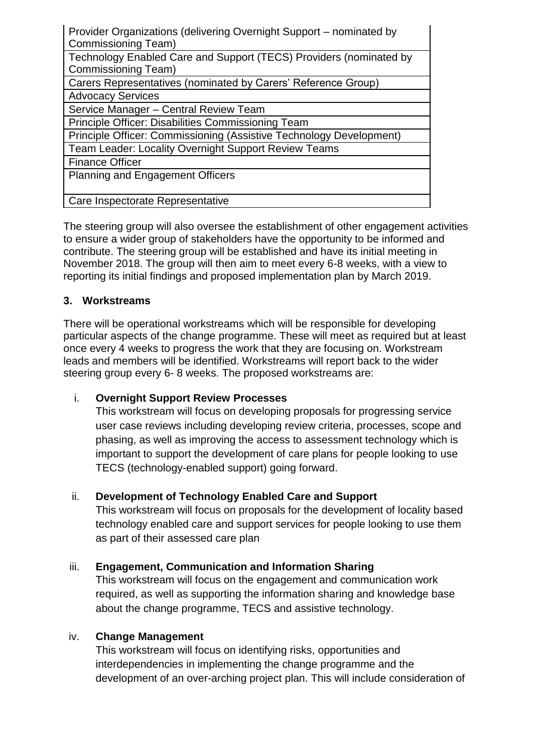| Provider Organizations (delivering Overnight Support – nominated by Commissioning Team) |
|---|
| Technology Enabled Care and Support (TECS) Providers (nominated by Commissioning Team) |
| Carers Representatives (nominated by Carers' Reference Group) |
| Advocacy Services |
| Service Manager – Central Review Team |
| Principle Officer: Disabilities Commissioning Team |
| Principle Officer: Commissioning (Assistive Technology Development) |
| Team Leader: Locality Overnight Support Review Teams |
| Finance Officer |
| Planning and Engagement Officers |
| Care Inspectorate Representative |

The steering group will also oversee the establishment of other engagement activities to ensure a wider group of stakeholders have the opportunity to be informed and contribute. The steering group will be established and have its initial meeting in November 2018. The group will then aim to meet every 6-8 weeks, with a view to reporting its initial findings and proposed implementation plan by March 2019.

## 3. Workstreams

There will be operational workstreams which will be responsible for developing particular aspects of the change programme. These will meet as required but at least once every 4 weeks to progress the work that they are focusing on. Workstream leads and members will be identified. Workstreams will report back to the wider steering group every 6- 8 weeks. The proposed workstreams are:

i. **Overnight Support Review Processes**
   This workstream will focus on developing proposals for progressing service user case reviews including developing review criteria, processes, scope and phasing, as well as improving the access to assessment technology which is important to support the development of care plans for people looking to use TECS (technology-enabled support) going forward.

ii. **Development of Technology Enabled Care and Support**
   This workstream will focus on proposals for the development of locality based technology enabled care and support services for people looking to use them as part of their assessed care plan

iii. **Engagement, Communication and Information Sharing**
   This workstream will focus on the engagement and communication work required, as well as supporting the information sharing and knowledge base about the change programme, TECS and assistive technology.

iv. **Change Management**
   This workstream will focus on identifying risks, opportunities and interdependencies in implementing the change programme and the development of an over-arching project plan. This will include consideration of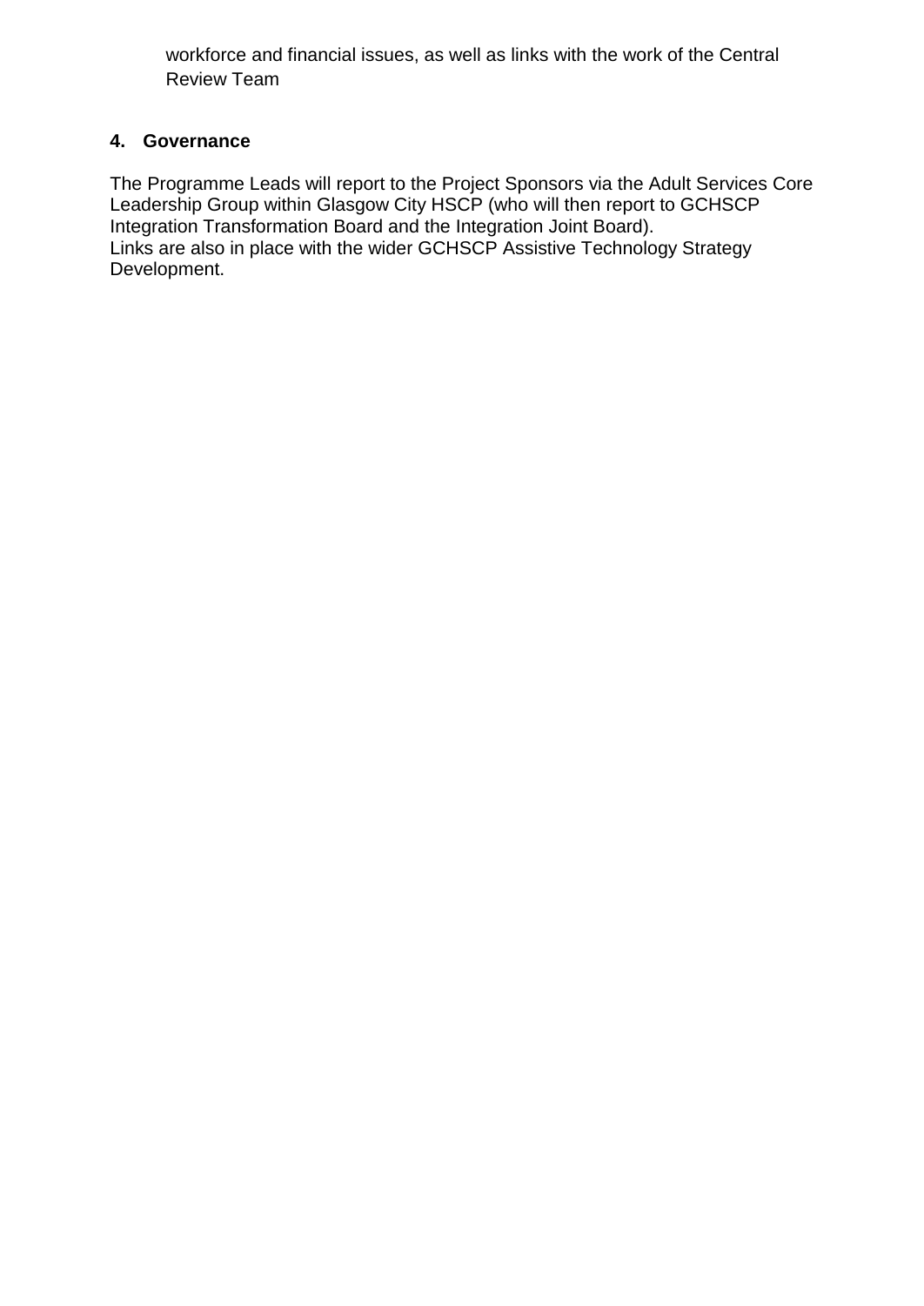workforce and financial issues, as well as links with the work of the Central Review Team

## 4. Governance

The Programme Leads will report to the Project Sponsors via the Adult Services Core Leadership Group within Glasgow City HSCP (who will then report to GCHSCP Integration Transformation Board and the Integration Joint Board).
Links are also in place with the wider GCHSCP Assistive Technology Strategy Development.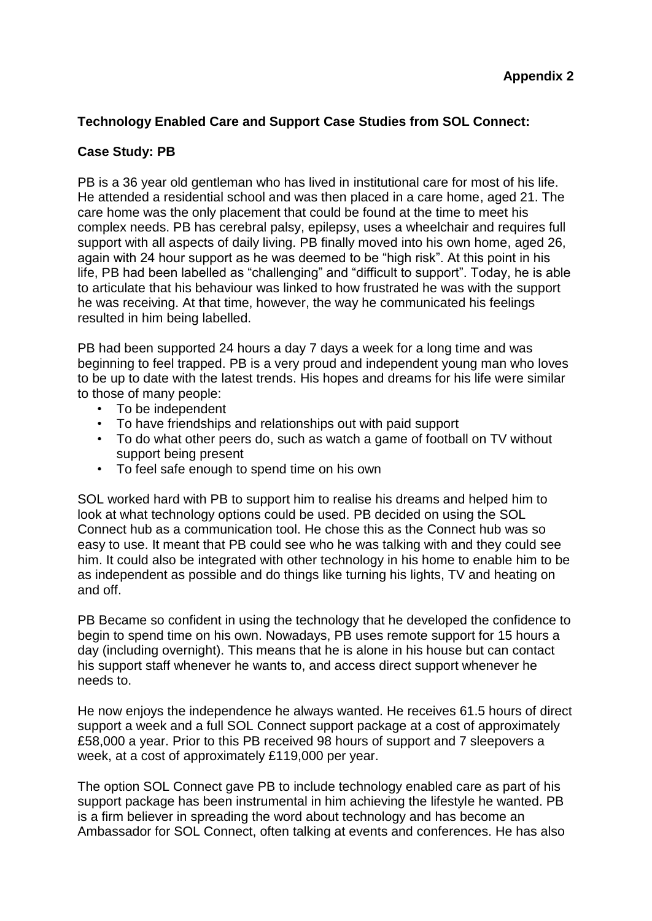**Appendix 2**

**Technology Enabled Care and Support Case Studies from SOL Connect:**

**Case Study: PB**

PB is a 36 year old gentleman who has lived in institutional care for most of his life. He attended a residential school and was then placed in a care home, aged 21. The care home was the only placement that could be found at the time to meet his complex needs. PB has cerebral palsy, epilepsy, uses a wheelchair and requires full support with all aspects of daily living. PB finally moved into his own home, aged 26, again with 24 hour support as he was deemed to be “high risk”. At this point in his life, PB had been labelled as “challenging” and “difficult to support”. Today, he is able to articulate that his behaviour was linked to how frustrated he was with the support he was receiving. At that time, however, the way he communicated his feelings resulted in him being labelled.

PB had been supported 24 hours a day 7 days a week for a long time and was beginning to feel trapped. PB is a very proud and independent young man who loves to be up to date with the latest trends. His hopes and dreams for his life were similar to those of many people:

- To be independent
- To have friendships and relationships out with paid support
- To do what other peers do, such as watch a game of football on TV without support being present
- To feel safe enough to spend time on his own

SOL worked hard with PB to support him to realise his dreams and helped him to look at what technology options could be used. PB decided on using the SOL Connect hub as a communication tool. He chose this as the Connect hub was so easy to use. It meant that PB could see who he was talking with and they could see him. It could also be integrated with other technology in his home to enable him to be as independent as possible and do things like turning his lights, TV and heating on and off.

PB Became so confident in using the technology that he developed the confidence to begin to spend time on his own. Nowadays, PB uses remote support for 15 hours a day (including overnight). This means that he is alone in his house but can contact his support staff whenever he wants to, and access direct support whenever he needs to.

He now enjoys the independence he always wanted. He receives 61.5 hours of direct support a week and a full SOL Connect support package at a cost of approximately £58,000 a year. Prior to this PB received 98 hours of support and 7 sleepovers a week, at a cost of approximately £119,000 per year.

The option SOL Connect gave PB to include technology enabled care as part of his support package has been instrumental in him achieving the lifestyle he wanted. PB is a firm believer in spreading the word about technology and has become an Ambassador for SOL Connect, often talking at events and conferences. He has also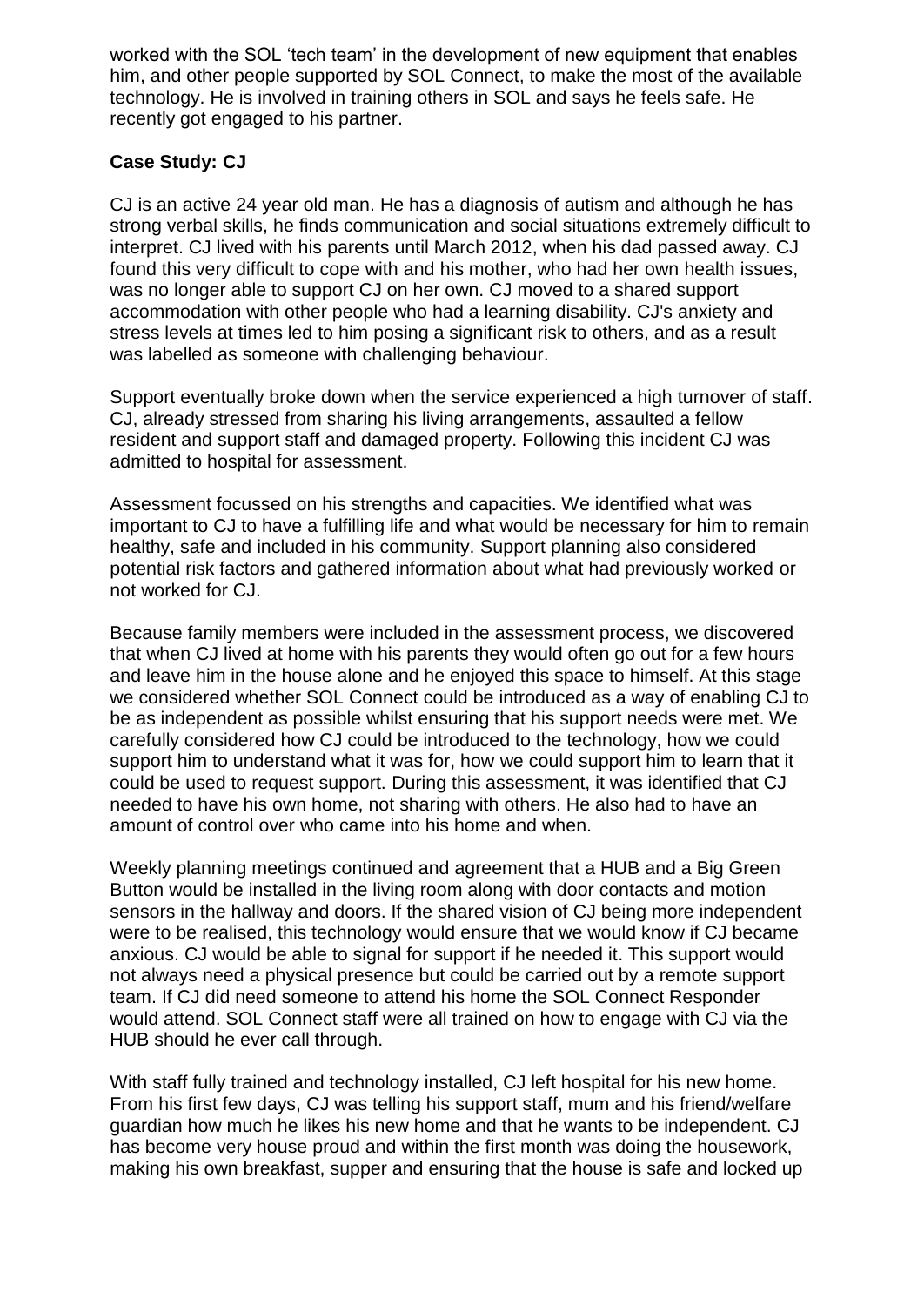worked with the SOL 'tech team' in the development of new equipment that enables him, and other people supported by SOL Connect, to make the most of the available technology. He is involved in training others in SOL and says he feels safe. He recently got engaged to his partner.

**Case Study: CJ**

CJ is an active 24 year old man. He has a diagnosis of autism and although he has strong verbal skills, he finds communication and social situations extremely difficult to interpret. CJ lived with his parents until March 2012, when his dad passed away. CJ found this very difficult to cope with and his mother, who had her own health issues, was no longer able to support CJ on her own. CJ moved to a shared support accommodation with other people who had a learning disability. CJ's anxiety and stress levels at times led to him posing a significant risk to others, and as a result was labelled as someone with challenging behaviour.

Support eventually broke down when the service experienced a high turnover of staff. CJ, already stressed from sharing his living arrangements, assaulted a fellow resident and support staff and damaged property. Following this incident CJ was admitted to hospital for assessment.

Assessment focussed on his strengths and capacities. We identified what was important to CJ to have a fulfilling life and what would be necessary for him to remain healthy, safe and included in his community. Support planning also considered potential risk factors and gathered information about what had previously worked or not worked for CJ.

Because family members were included in the assessment process, we discovered that when CJ lived at home with his parents they would often go out for a few hours and leave him in the house alone and he enjoyed this space to himself. At this stage we considered whether SOL Connect could be introduced as a way of enabling CJ to be as independent as possible whilst ensuring that his support needs were met. We carefully considered how CJ could be introduced to the technology, how we could support him to understand what it was for, how we could support him to learn that it could be used to request support. During this assessment, it was identified that CJ needed to have his own home, not sharing with others. He also had to have an amount of control over who came into his home and when.

Weekly planning meetings continued and agreement that a HUB and a Big Green Button would be installed in the living room along with door contacts and motion sensors in the hallway and doors. If the shared vision of CJ being more independent were to be realised, this technology would ensure that we would know if CJ became anxious. CJ would be able to signal for support if he needed it. This support would not always need a physical presence but could be carried out by a remote support team. If CJ did need someone to attend his home the SOL Connect Responder would attend. SOL Connect staff were all trained on how to engage with CJ via the HUB should he ever call through.

With staff fully trained and technology installed, CJ left hospital for his new home. From his first few days, CJ was telling his support staff, mum and his friend/welfare guardian how much he likes his new home and that he wants to be independent. CJ has become very house proud and within the first month was doing the housework, making his own breakfast, supper and ensuring that the house is safe and locked up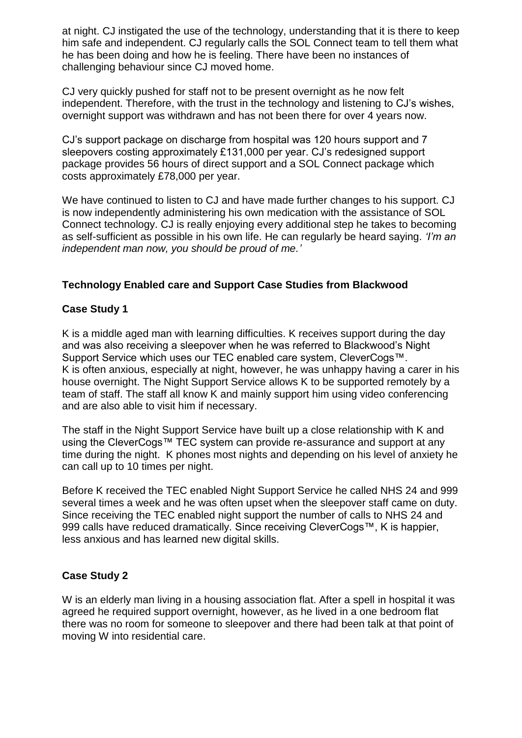at night. CJ instigated the use of the technology, understanding that it is there to keep him safe and independent. CJ regularly calls the SOL Connect team to tell them what he has been doing and how he is feeling. There have been no instances of challenging behaviour since CJ moved home.

CJ very quickly pushed for staff not to be present overnight as he now felt independent. Therefore, with the trust in the technology and listening to CJ's wishes, overnight support was withdrawn and has not been there for over 4 years now.

CJ's support package on discharge from hospital was 120 hours support and 7 sleepovers costing approximately £131,000 per year. CJ's redesigned support package provides 56 hours of direct support and a SOL Connect package which costs approximately £78,000 per year.

We have continued to listen to CJ and have made further changes to his support. CJ is now independently administering his own medication with the assistance of SOL Connect technology. CJ is really enjoying every additional step he takes to becoming as self-sufficient as possible in his own life. He can regularly be heard saying. *'I'm an independent man now, you should be proud of me.'*

### Technology Enabled care and Support Case Studies from Blackwood

#### Case Study 1

K is a middle aged man with learning difficulties. K receives support during the day and was also receiving a sleepover when he was referred to Blackwood's Night Support Service which uses our TEC enabled care system, CleverCogs™. K is often anxious, especially at night, however, he was unhappy having a carer in his house overnight. The Night Support Service allows K to be supported remotely by a team of staff. The staff all know K and mainly support him using video conferencing and are also able to visit him if necessary.

The staff in the Night Support Service have built up a close relationship with K and using the CleverCogs™ TEC system can provide re-assurance and support at any time during the night. K phones most nights and depending on his level of anxiety he can call up to 10 times per night.

Before K received the TEC enabled Night Support Service he called NHS 24 and 999 several times a week and he was often upset when the sleepover staff came on duty. Since receiving the TEC enabled night support the number of calls to NHS 24 and 999 calls have reduced dramatically. Since receiving CleverCogs™, K is happier, less anxious and has learned new digital skills.

#### Case Study 2

W is an elderly man living in a housing association flat. After a spell in hospital it was agreed he required support overnight, however, as he lived in a one bedroom flat there was no room for someone to sleepover and there had been talk at that point of moving W into residential care.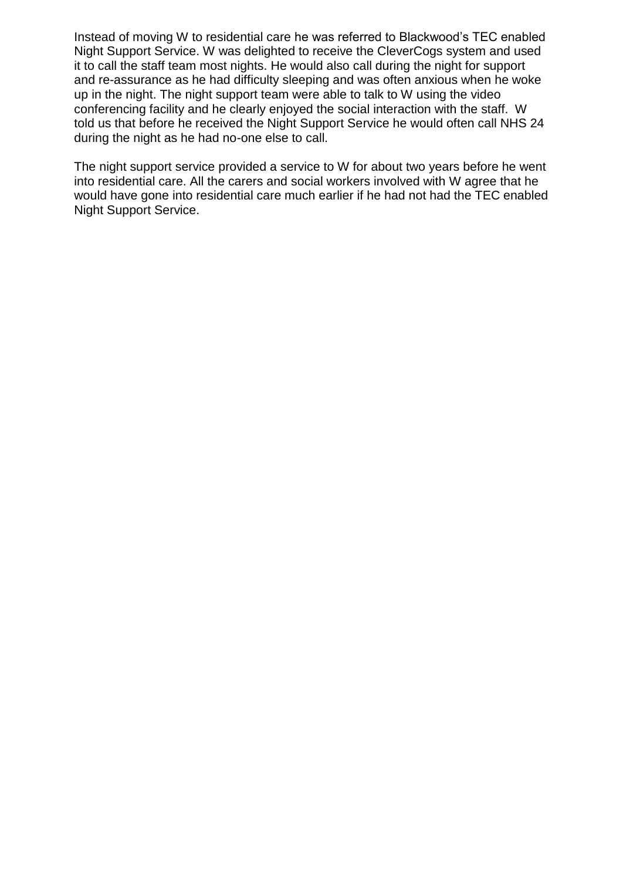Instead of moving W to residential care he was referred to Blackwood's TEC enabled Night Support Service. W was delighted to receive the CleverCogs system and used it to call the staff team most nights. He would also call during the night for support and re-assurance as he had difficulty sleeping and was often anxious when he woke up in the night. The night support team were able to talk to W using the video conferencing facility and he clearly enjoyed the social interaction with the staff. W told us that before he received the Night Support Service he would often call NHS 24 during the night as he had no-one else to call.

The night support service provided a service to W for about two years before he went into residential care. All the carers and social workers involved with W agree that he would have gone into residential care much earlier if he had not had the TEC enabled Night Support Service.